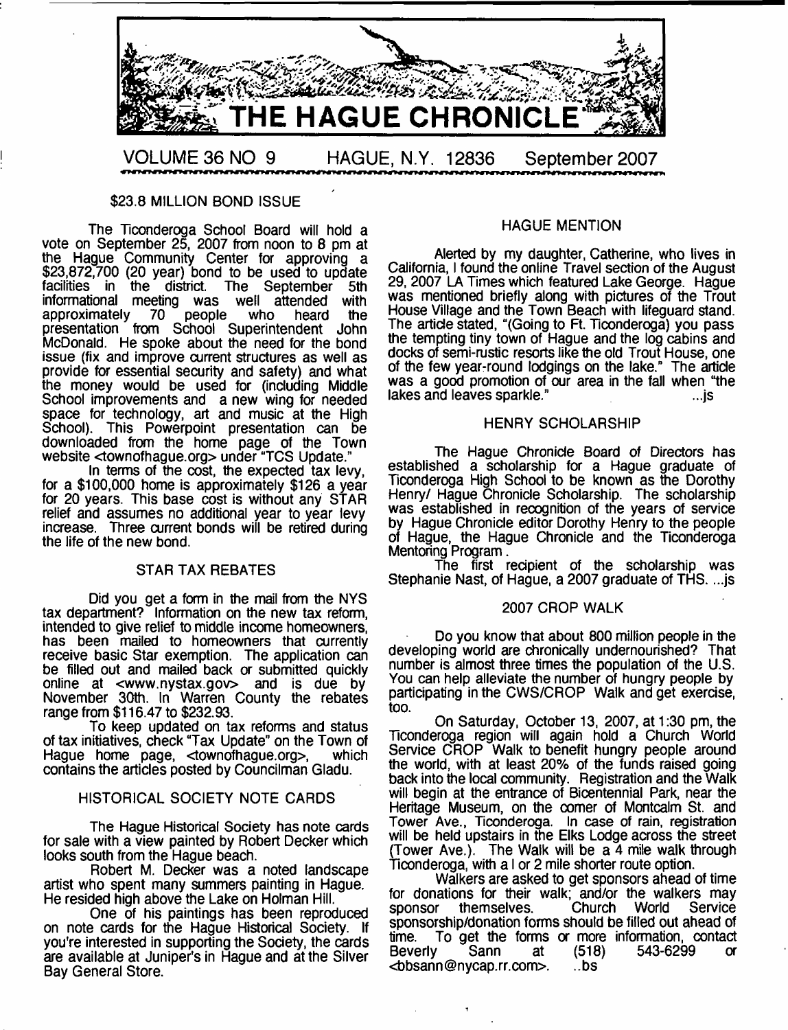# THE HAGUE CHRONICLE

VOLUME 36 NO 9 HAGUE, N.Y. 12836 September 2007

## $23.8 MILLION BOND ISSUE

The Ticonderoga School Board will hold a vote on September 25, 2007 from noon to 8 pm at the Hague Community Center for approving a $23,872,700 (20 year) bond to be used to update facilities in the district. The September 5th informational meeting was well attended with approximately 70 people who heard the presentation from School Superintendent John McDonald. He spoke about the need for the bond issue (fix and improve current structures as well as provide for essential security and safety) and what the money would be used for (including Middle School improvements and a new wing for needed space for technology, art and music at the High School). This Powerpoint presentation can be downloaded from the home page of the Town website <townofhague.org> under "TCS Update."

In terms of the cost, the expected tax levy, for a $100,000 home is approximately $126 a year for 20 years. This base cost is without any STAR relief and assumes no additional year to year levy increase. Three current bonds will be retired during the life of the new bond.

## STAR TAX REBATES

Did you get a form in the mail from the NYS tax department? Information on the new tax reform, intended to give relief to middle income homeowners, has been mailed to homeowners that currently receive basic Star exemption. The application can be filled out and mailed back or submitted quickly online at <www.nystax.gov> and is due by November 30th. In Warren County the rebates range from $116.47 to $232.93.

To keep updated on tax reforms and status of tax initiatives, check "Tax Update" on the Town of Hague home page, <townofhague.org>, which contains the articles posted by Councilman Gladu.

## HISTORICAL SOCIETY NOTE CARDS

The Hague Historical Society has note cards for sale with a view painted by Robert Decker which looks south from the Hague beach.

Robert M. Decker was a noted landscape artist who spent many summers painting in Hague. He resided high above the Lake on Holman Hill.

One of his paintings has been reproduced on note cards for the Hague Historical Society. If you're interested in supporting the Society, the cards are available at Juniper's in Hague and at the Silver Bay General Store.

## HAGUE MENTION

Alerted by my daughter, Catherine, who lives in California, I found the online Travel section of the August 29, 2007 LA Times which featured Lake George. Hague was mentioned briefly along with pictures of the Trout House Village and the Town Beach with lifeguard stand. The article stated, "(Going to Ft. Ticonderoga) you pass the tempting tiny town of Hague and the log cabins and docks of semi-rustic resorts like the old Trout House, one of the few year-round lodgings on the lake." The article was a good promotion of our area in the fall when "the lakes and leaves sparkle." ...js

## HENRY SCHOLARSHIP

The Hague Chronicle Board of Directors has established a scholarship for a Hague graduate of Ticonderoga High School to be known as the Dorothy Henry/ Hague Chronicle Scholarship. The scholarship was established in recognition of the years of service by Hague Chronicle editor Dorothy Henry to the people of Hague, the Hague Chronicle and the Ticonderoga Mentoring Program.

The first recipient of the scholarship was Stephanie Nast, of Hague, a 2007 graduate of THS. ...js

## 2007 CROP WALK

Do you know that about 800 million people in the developing world are chronically undernourished? That number is almost three times the population of the U.S. You can help alleviate the number of hungry people by participating in the CWS/CROP Walk and get exercise, too.

On Saturday, October 13, 2007, at 1:30 pm, the Ticonderoga region will again hold a Church World Service CROP Walk to benefit hungry people around the world, with at least 20% of the funds raised going back into the local community. Registration and the Walk will begin at the entrance of Bicentennial Park, near the Heritage Museum, on the corner of Montcalm St. and Tower Ave., Ticonderoga. In case of rain, registration will be held upstairs in the Elks Lodge across the street (Tower Ave.). The Walk will be a 4 mile walk through Ticonderoga, with a l or 2 mile shorter route option.

Walkers are asked to get sponsors ahead of time for donations for their walk; and/or the walkers may sponsor themselves. Church World Service sponsorship/donation forms should be filled out ahead of time. To get the forms or more information, contact Beverly Sann at (518) 543-6299 or <bbsann@nycap.rr.com>. ..bs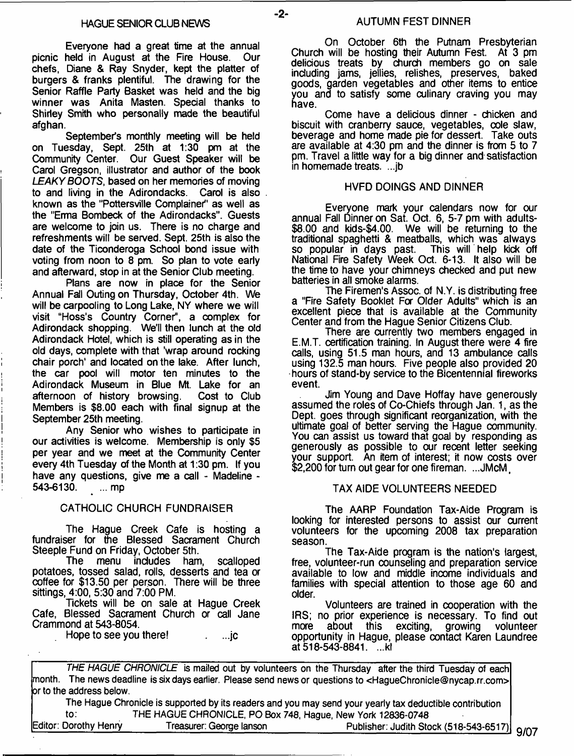## HAGUE SENIOR CLUB NEWS

Everyone had a great time at the annual picnic held in August at the Fire House. Our chefs, Diane & Ray Snyder, kept the platter of burgers & franks plentiful. The drawing for the Senior Raffle Party Basket was held and the big winner was Anita Masten. Special thanks to Shirley Smith who personally made the beautiful afghan.

September's monthly meeting will be held on Tuesday, Sept. 25th at 1:30 pm at the Community Center. Our Guest Speaker will be Carol Gregson, illustrator and author of the book *LEAKY BOOTS*, based on her memories of moving to and living in the Adirondacks. Carol is also known as the "Pottersville Complainer" as well as the "Erma Bombeck of the Adirondacks". Guests are welcome to join us. There is no charge and refreshments will be served. Sept. 25th is also the date of the Ticonderoga School bond issue with voting from noon to 8 pm. So plan to vote early and afterward, stop in at the Senior Club meeting.

Plans are now in place for the Senior Annual Fall Outing on Thursday, October 4th. We will be carpooling to Long Lake, NY where we will visit "Hoss's Country Corner", a complex for Adirondack shopping. We'll then lunch at the old Adirondack Hotel, which is still operating as in the old days, complete with that 'wrap around rocking chair porch' and located on the lake. After lunch, the car pool will motor ten minutes to the Adirondack Museum in Blue Mt. Lake for an afternoon of history browsing. Cost to Club Members is $8.00 each with final signup at the September 25th meeting.

Any Senior who wishes to participate in our activities is welcome. Membership is only $5 per year and we meet at the Community Center every 4th Tuesday of the Month at 1:30 pm. If you have any questions, give me a call - Madeline - 543-6130. ... mp

## CATHOLIC CHURCH FUNDRAISER

The Hague Creek Cafe is hosting a fundraiser for the Blessed Sacrament Church Steeple Fund on Friday, October 5th.

The menu includes ham, scalloped potatoes, tossed salad, rolls, desserts and tea or coffee for $13.50 per person. There will be three sittings, 4:00, 5:30 and 7:00 PM.

Tickets will be on sale at Hague Creek Cafe, Blessed Sacrament Church or call Jane Crammond at 543-8054.

Hope to see you there! ...jc

## AUTUMN FEST DINNER

On October 6th the Putnam Presbyterian Church will be hosting their Autumn Fest. At 3 pm delicious treats by church members go on sale including jams, jellies, relishes, preserves, baked goods, garden vegetables and other items to entice you and to satisfy some culinary craving you may have.

Come have a delicious dinner - chicken and biscuit with cranberry sauce, vegetables, cole slaw, beverage and home made pie for dessert. Take outs are available at 4:30 pm and the dinner is from 5 to 7 pm. Travel a little way for a big dinner and satisfaction in homemade treats. ...jb

## HVFD DOINGS AND DINNER

Everyone mark your calendars now for our annual Fall Dinner on Sat. Oct. 6, 5-7 pm with adults-$8.00 and kids-$4.00. We will be returning to the traditional spaghetti & meatballs, which was always so popular in days past. This will help kick off National Fire Safety Week Oct. 6-13. It also will be the time to have your chimneys checked and put new batteries in all smoke alarms.

The Firemen's Assoc. of N.Y. is distributing free a "Fire Safety Booklet For Older Adults" which is an excellent piece that is available at the Community Center and from the Hague Senior Citizens Club.

There are currently two members engaged in E.M.T. certification training. In August there were 4 fire calls, using 51.5 man hours, and 13 ambulance calls using 132.5 man hours. Five people also provided 20 hours of stand-by service to the Bicentennial fireworks event.

Jim Young and Dave Hoffay have generously assumed the roles of Co-Chiefs through Jan. 1, as the Dept. goes through significant reorganization, with the ultimate goal of better serving the Hague community. You can assist us toward that goal by responding as generously as possible to our recent letter seeking your support. An item of interest; it now costs over $2,200 for turn out gear for one fireman. ...JMcM

## TAX AIDE VOLUNTEERS NEEDED

The AARP Foundation Tax-Aide Program is looking for interested persons to assist our current volunteers for the upcoming 2008 tax preparation season.

The Tax-Aide program is the nation's largest, free, volunteer-run counseling and preparation service available to low and middle income individuals and families with special attention to those age 60 and older.

Volunteers are trained in cooperation with the IRS; no prior experience is necessary. To find out more about this exciting, growing volunteer opportunity in Hague, please contact Karen Laundree at 518-543-8841. ...kl

---

*THE HAGUE CHRONICLE* is mailed out by volunteers on the Thursday after the third Tuesday of each month. The news deadline is six days earlier. Please send news or questions to <HagueChronicle@nycap.rr.com> or to the address below.

The Hague Chronicle is supported by its readers and you may send your yearly tax deductible contribution to: THE HAGUE CHRONICLE, PO Box 748, Hague, New York 12836-0748

Editor: Dorothy Henry — Treasurer: George Ianson — Publisher: Judith Stock (518-543-6517) — 9/07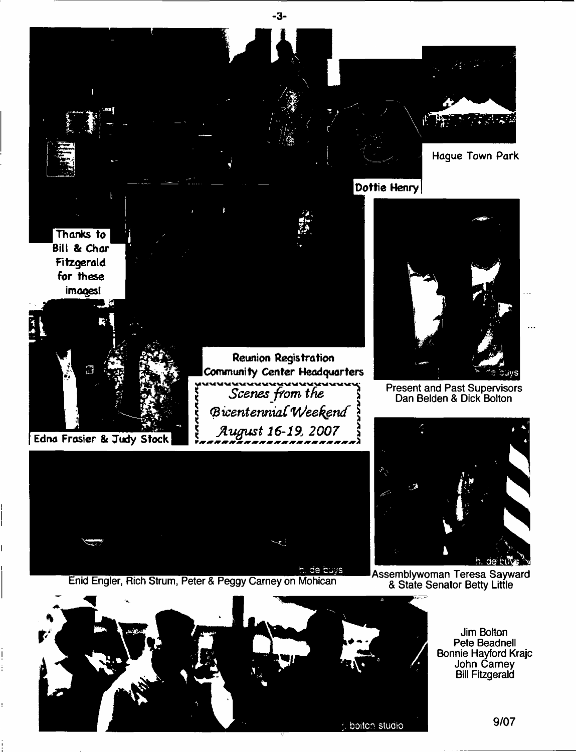Hague Town Park

Dottie Henry

Thanks to Bill & Char Fitzgerald for these images!

Present and Past Supervisors Dan Belden & Dick Bolton

Reunion Registration Community Center Headquarters

*Scenes from the Bicentennial Weekend August 16-19, 2007*

Edna Frasier & Judy Stock

Enid Engler, Rich Strum, Peter & Peggy Carney on Mohican

Assemblywoman Teresa Sayward & State Senator Betty Little

Jim Bolton
Pete Beadnell
Bonnie Hayford Krajc
John Carney
Bill Fitzgerald

9/07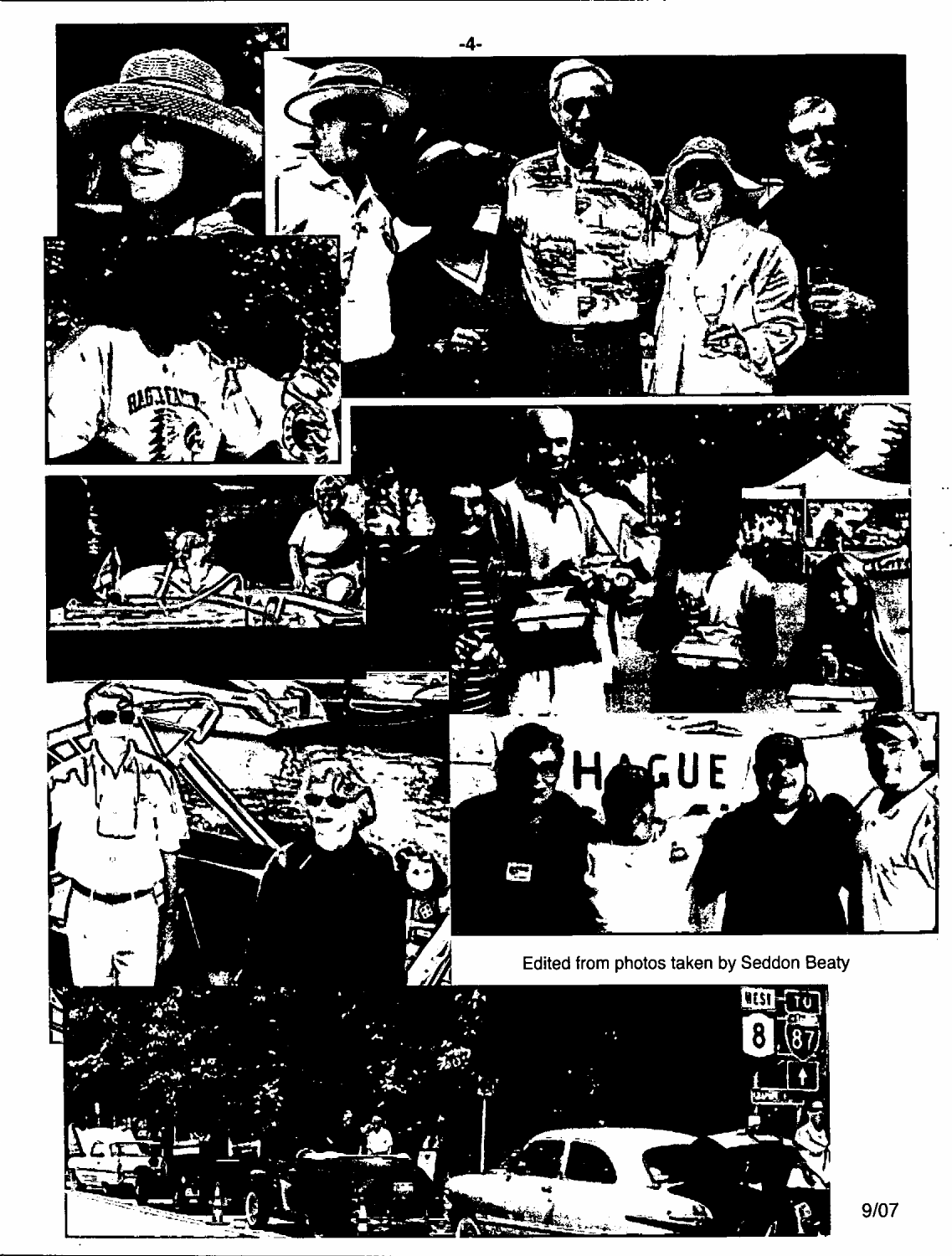Edited from photos taken by Seddon Beaty

9/07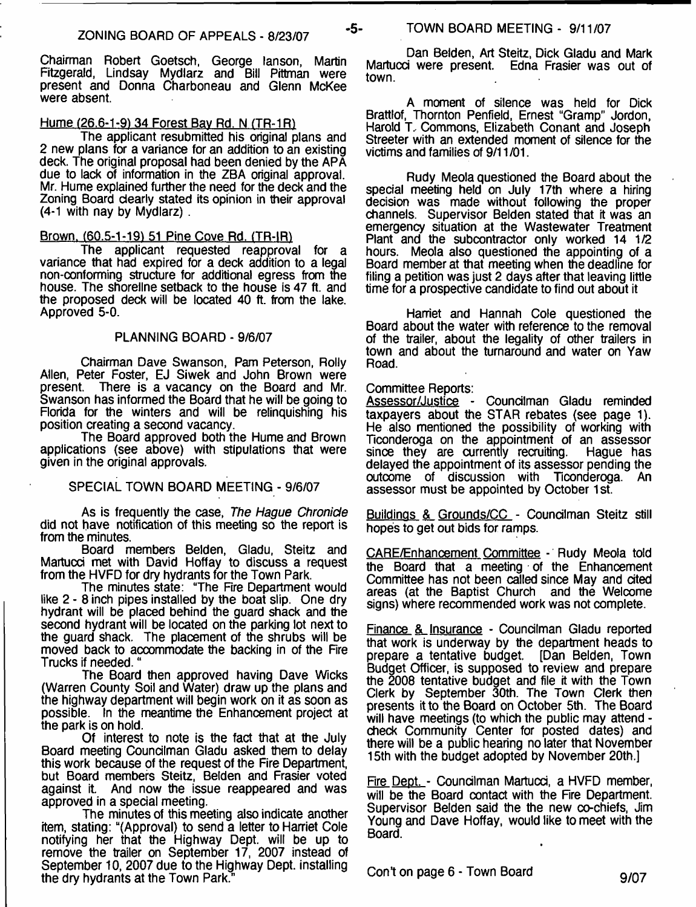## ZONING BOARD OF APPEALS - 8/23/07

Chairman Robert Goetsch, George Ianson, Martin Fitzgerald, Lindsay Mydlarz and Bill Pittman were present and Donna Charboneau and Glenn McKee were absent.

Hume (26.6-1-9) 34 Forest Bay Rd. N (TR-1R)

The applicant resubmitted his original plans and 2 new plans for a variance for an addition to an existing deck. The original proposal had been denied by the APA due to lack of information in the ZBA original approval. Mr. Hume explained further the need for the deck and the Zoning Board clearly stated its opinion in their approval (4-1 with nay by Mydlarz).

Brown, (60.5-1-19) 51 Pine Cove Rd. (TR-IR)

The applicant requested reapproval for a variance that had expired for a deck addition to a legal non-conforming structure for additional egress from the house. The shoreline setback to the house is 47 ft. and the proposed deck will be located 40 ft. from the lake. Approved 5-0.

## PLANNING BOARD - 9/6/07

Chairman Dave Swanson, Pam Peterson, Rolly Allen, Peter Foster, EJ Siwek and John Brown were present. There is a vacancy on the Board and Mr. Swanson has informed the Board that he will be going to Florida for the winters and will be relinquishing his position creating a second vacancy.

The Board approved both the Hume and Brown applications (see above) with stipulations that were given in the original approvals.

## SPECIAL TOWN BOARD MEETING - 9/6/07

As is frequently the case, *The Hague Chronicle* did not have notification of this meeting so the report is from the minutes.

Board members Belden, Gladu, Steitz and Martucci met with David Hoffay to discuss a request from the HVFD for dry hydrants for the Town Park.

The minutes state: "The Fire Department would like 2 - 8 inch pipes installed by the boat slip. One dry hydrant will be placed behind the guard shack and the second hydrant will be located on the parking lot next to the guard shack. The placement of the shrubs will be moved back to accommodate the backing in of the Fire Trucks if needed. "

The Board then approved having Dave Wicks (Warren County Soil and Water) draw up the plans and the highway department will begin work on it as soon as possible. In the meantime the Enhancement project at the park is on hold.

Of interest to note is the fact that at the July Board meeting Councilman Gladu asked them to delay this work because of the request of the Fire Department, but Board members Steitz, Belden and Frasier voted against it. And now the issue reappeared and was approved in a special meeting.

The minutes of this meeting also indicate another item, stating: "(Approval) to send a letter to Harriet Cole notifying her that the Highway Dept. will be up to remove the trailer on September 17, 2007 instead of September 10, 2007 due to the Highway Dept. installing the dry hydrants at the Town Park."

## TOWN BOARD MEETING - 9/11/07

Dan Belden, Art Steitz, Dick Gladu and Mark Martucci were present. Edna Frasier was out of town.

A moment of silence was held for Dick Brattlof, Thornton Penfield, Ernest "Gramp" Jordon, Harold T. Commons, Elizabeth Conant and Joseph Streeter with an extended moment of silence for the victims and families of 9/11/01.

Rudy Meola questioned the Board about the special meeting held on July 17th where a hiring decision was made without following the proper channels. Supervisor Belden stated that it was an emergency situation at the Wastewater Treatment Plant and the subcontractor only worked 14 1/2 hours. Meola also questioned the appointing of a Board member at that meeting when the deadline for filing a petition was just 2 days after that leaving little time for a prospective candidate to find out about it

Harriet and Hannah Cole questioned the Board about the water with reference to the removal of the trailer, about the legality of other trailers in town and about the turnaround and water on Yaw Road.

Committee Reports:

Assessor/Justice - Councilman Gladu reminded taxpayers about the STAR rebates (see page 1). He also mentioned the possibility of working with Ticonderoga on the appointment of an assessor since they are currently recruiting. Hague has delayed the appointment of its assessor pending the outcome of discussion with Ticonderoga. An assessor must be appointed by October 1st.

Buildings & Grounds/CC - Councilman Steitz still hopes to get out bids for ramps.

CARE/Enhancement Committee - Rudy Meola told the Board that a meeting of the Enhancement Committee has not been called since May and cited areas (at the Baptist Church and the Welcome signs) where recommended work was not complete.

Finance & Insurance - Councilman Gladu reported that work is underway by the department heads to prepare a tentative budget. [Dan Belden, Town Budget Officer, is supposed to review and prepare the 2008 tentative budget and file it with the Town Clerk by September 30th. The Town Clerk then presents it to the Board on October 5th. The Board will have meetings (to which the public may attend - check Community Center for posted dates) and there will be a public hearing no later that November 15th with the budget adopted by November 20th.]

Fire Dept. - Councilman Martucci, a HVFD member, will be the Board contact with the Fire Department. Supervisor Belden said the the new co-chiefs, Jim Young and Dave Hoffay, would like to meet with the Board.

Con't on page 6 - Town Board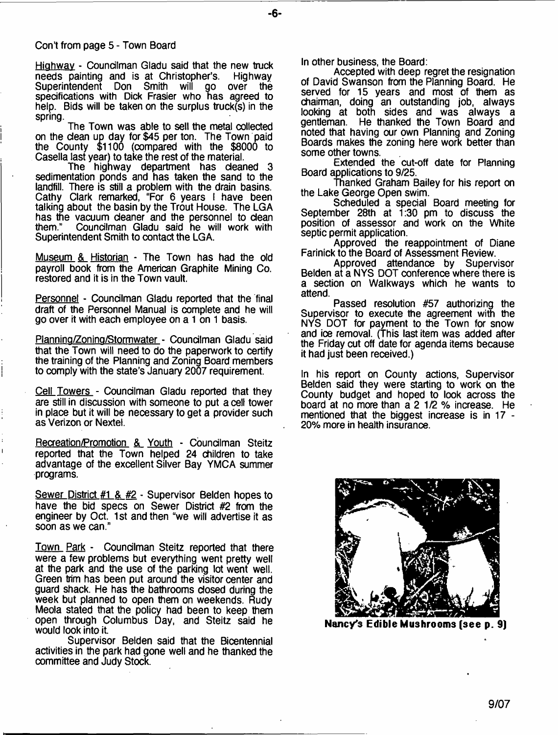Con't from page 5 - Town Board

Highway - Councilman Gladu said that the new truck needs painting and is at Christopher's. Highway Superintendent Don Smith will go over the specifications with Dick Frasier who has agreed to help. Bids will be taken on the surplus truck(s) in the spring.

The Town was able to sell the metal collected on the clean up day for $45 per ton. The Town paid the County $1100 (compared with the $8000 to Casella last year) to take the rest of the material.

The highway department has cleaned 3 sedimentation ponds and has taken the sand to the landfill. There is still a problem with the drain basins. Cathy Clark remarked, "For 6 years I have been talking about the basin by the Trout House. The LGA has the vacuum cleaner and the personnel to clean them." Councilman Gladu said he will work with Superintendent Smith to contact the LGA.

Museum & Historian - The Town has had the old payroll book from the American Graphite Mining Co. restored and it is in the Town vault.

Personnel - Councilman Gladu reported that the final draft of the Personnel Manual is complete and he will go over it with each employee on a 1 on 1 basis.

Planning/Zoning/Stormwater - Councilman Gladu said that the Town will need to do the paperwork to certify the training of the Planning and Zoning Board members to comply with the state's January 2007 requirement.

Cell Towers - Councilman Gladu reported that they are still in discussion with someone to put a cell tower in place but it will be necessary to get a provider such as Verizon or Nextel.

Recreation/Promotion & Youth - Councilman Steitz reported that the Town helped 24 children to take advantage of the excellent Silver Bay YMCA summer programs.

Sewer District #1 & #2 - Supervisor Belden hopes to have the bid specs on Sewer District #2 from the engineer by Oct. 1st and then "we will advertise it as soon as we can."

Town Park - Councilman Steitz reported that there were a few problems but everything went pretty well at the park and the use of the parking lot went well. Green trim has been put around the visitor center and guard shack. He has the bathrooms closed during the week but planned to open them on weekends. Rudy Meola stated that the policy had been to keep them open through Columbus Day, and Steitz said he would look into it.

Supervisor Belden said that the Bicentennial activities in the park had gone well and he thanked the committee and Judy Stock.

In other business, the Board:

Accepted with deep regret the resignation of David Swanson from the Planning Board. He served for 15 years and most of them as chairman, doing an outstanding job, always looking at both sides and was always a gentleman. He thanked the Town Board and noted that having our own Planning and Zoning Boards makes the zoning here work better than some other towns.

Extended the cut-off date for Planning Board applications to 9/25.

Thanked Graham Bailey for his report on the Lake George Open swim.

Scheduled a special Board meeting for September 28th at 1:30 pm to discuss the position of assessor and work on the White septic permit application.

Approved the reappointment of Diane Farinick to the Board of Assessment Review.

Approved attendance by Supervisor Belden at a NYS DOT conference where there is a section on Walkways which he wants to attend.

Passed resolution #57 authorizing the Supervisor to execute the agreement with the NYS DOT for payment to the Town for snow and ice removal. (This last item was added after the Friday cut off date for agenda items because it had just been received.)

In his report on County actions, Supervisor Belden said they were starting to work on the County budget and hoped to look across the board at no more than a 2 1/2 % increase. He mentioned that the biggest increase is in 17 - 20% more in health insurance.

**Nancy's Edible Mushrooms (see p. 9)**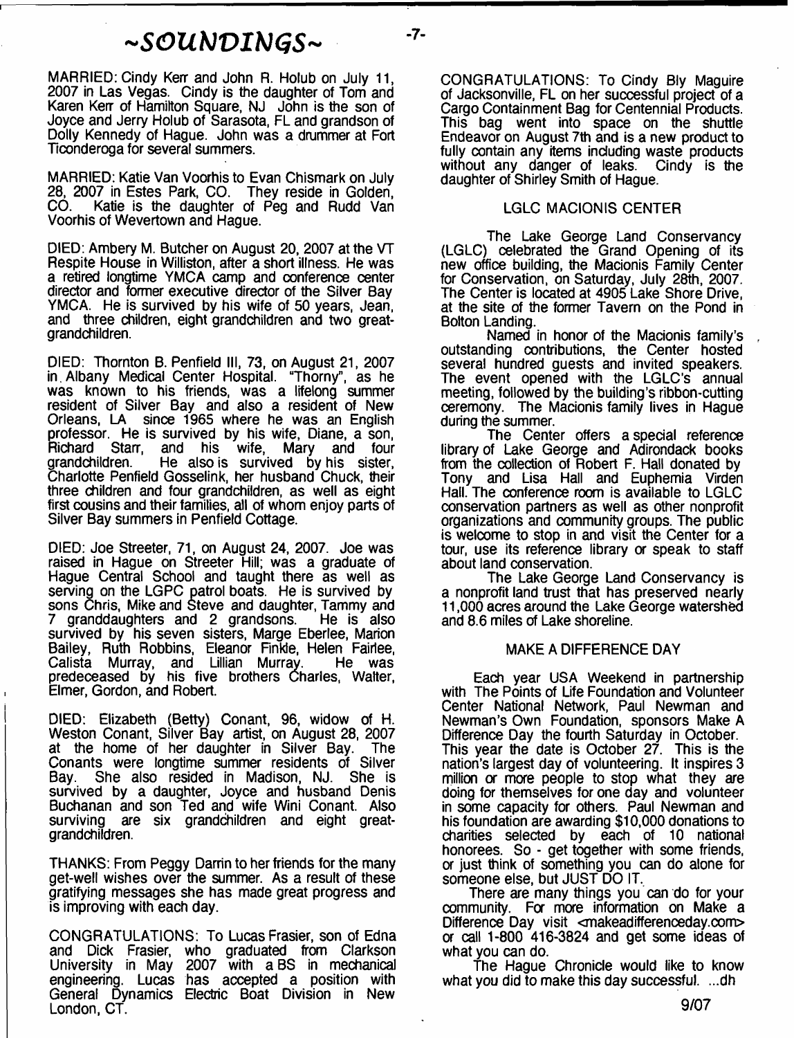# ~SOUNDINGS~

MARRIED: Cindy Kerr and John R. Holub on July 11, 2007 in Las Vegas. Cindy is the daughter of Tom and Karen Kerr of Hamilton Square, NJ John is the son of Joyce and Jerry Holub of Sarasota, FL and grandson of Dolly Kennedy of Hague. John was a drummer at Fort Ticonderoga for several summers.

MARRIED: Katie Van Voorhis to Evan Chismark on July 28, 2007 in Estes Park, CO. They reside in Golden, CO. Katie is the daughter of Peg and Rudd Van Voorhis of Wevertown and Hague.

DIED: Ambery M. Butcher on August 20, 2007 at the VT Respite House in Williston, after a short illness. He was a retired longtime YMCA camp and conference center director and former executive director of the Silver Bay YMCA. He is survived by his wife of 50 years, Jean, and three children, eight grandchildren and two great-grandchildren.

DIED: Thornton B. Penfield III, 73, on August 21, 2007 in Albany Medical Center Hospital. "Thorny", as he was known to his friends, was a lifelong summer resident of Silver Bay and also a resident of New Orleans, LA since 1965 where he was an English professor. He is survived by his wife, Diane, a son, Richard Starr, and his wife, Mary and four grandchildren. He also is survived by his sister, Charlotte Penfield Gosselink, her husband Chuck, their three children and four grandchildren, as well as eight first cousins and their families, all of whom enjoy parts of Silver Bay summers in Penfield Cottage.

DIED: Joe Streeter, 71, on August 24, 2007. Joe was raised in Hague on Streeter Hill; was a graduate of Hague Central School and taught there as well as serving on the LGPC patrol boats. He is survived by sons Chris, Mike and Steve and daughter, Tammy and 7 granddaughters and 2 grandsons. He is also survived by his seven sisters, Marge Eberlee, Marion Bailey, Ruth Robbins, Eleanor Finkle, Helen Fairlee, Calista Murray, and Lillian Murray. He was predeceased by his five brothers Charles, Walter, Elmer, Gordon, and Robert.

DIED: Elizabeth (Betty) Conant, 96, widow of H. Weston Conant, Silver Bay artist, on August 28, 2007 at the home of her daughter in Silver Bay. The Conants were longtime summer residents of Silver Bay. She also resided in Madison, NJ. She is survived by a daughter, Joyce and husband Denis Buchanan and son Ted and wife Wini Conant. Also surviving are six grandchildren and eight great-grandchildren.

THANKS: From Peggy Darrin to her friends for the many get-well wishes over the summer. As a result of these gratifying messages she has made great progress and is improving with each day.

CONGRATULATIONS: To Lucas Frasier, son of Edna and Dick Frasier, who graduated from Clarkson University in May 2007 with a BS in mechanical engineering. Lucas has accepted a position with General Dynamics Electric Boat Division in New London, CT.

CONGRATULATIONS: To Cindy Bly Maguire of Jacksonville, FL on her successful project of a Cargo Containment Bag for Centennial Products. This bag went into space on the shuttle Endeavor on August 7th and is a new product to fully contain any items including waste products without any danger of leaks. Cindy is the daughter of Shirley Smith of Hague.

## LGLC MACIONIS CENTER

The Lake George Land Conservancy (LGLC) celebrated the Grand Opening of its new office building, the Macionis Family Center for Conservation, on Saturday, July 28th, 2007. The Center is located at 4905 Lake Shore Drive, at the site of the former Tavern on the Pond in Bolton Landing.

Named in honor of the Macionis family's outstanding contributions, the Center hosted several hundred guests and invited speakers. The event opened with the LGLC's annual meeting, followed by the building's ribbon-cutting ceremony. The Macionis family lives in Hague during the summer.

The Center offers a special reference library of Lake George and Adirondack books from the collection of Robert F. Hall donated by Tony and Lisa Hall and Euphemia Virden Hall. The conference room is available to LGLC conservation partners as well as other nonprofit organizations and community groups. The public is welcome to stop in and visit the Center for a tour, use its reference library or speak to staff about land conservation.

The Lake George Land Conservancy is a nonprofit land trust that has preserved nearly 11,000 acres around the Lake George watershed and 8.6 miles of Lake shoreline.

## MAKE A DIFFERENCE DAY

Each year USA Weekend in partnership with The Points of Life Foundation and Volunteer Center National Network, Paul Newman and Newman's Own Foundation, sponsors Make A Difference Day the fourth Saturday in October. This year the date is October 27. This is the nation's largest day of volunteering. It inspires 3 million or more people to stop what they are doing for themselves for one day and volunteer in some capacity for others. Paul Newman and his foundation are awarding $10,000 donations to charities selected by each of 10 national honorees. So - get together with some friends, or just think of something you can do alone for someone else, but JUST DO IT.

There are many things you can do for your community. For more information on Make a Difference Day visit <makeadifferenceday.com> or call 1-800 416-3824 and get some ideas of what you can do.

The Hague Chronicle would like to know what you did to make this day successful. ...dh

9/07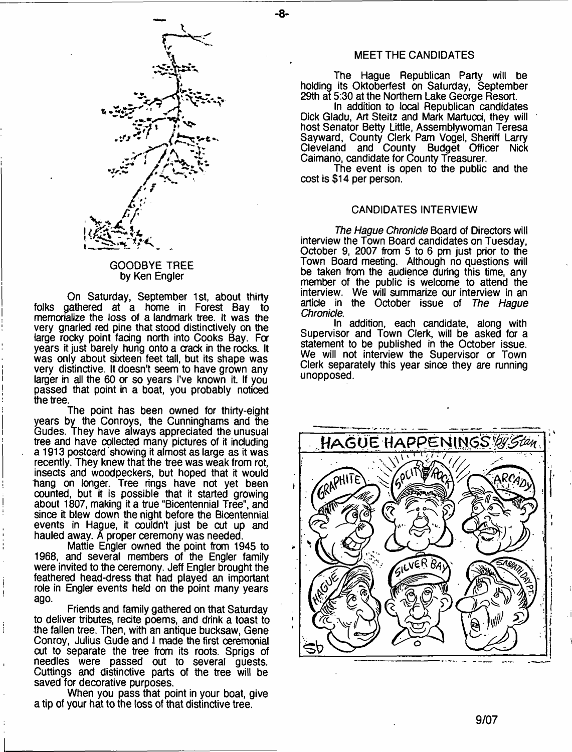## GOODBYE TREE
by Ken Engler

On Saturday, September 1st, about thirty folks gathered at a home in Forest Bay to memorialize the loss of a landmark tree. It was the very gnarled red pine that stood distinctively on the large rocky point facing north into Cooks Bay. For years it just barely hung onto a crack in the rocks. It was only about sixteen feet tall, but its shape was very distinctive. It doesn't seem to have grown any larger in all the 60 or so years I've known it. If you passed that point in a boat, you probably noticed the tree.

The point has been owned for thirty-eight years by the Conroys, the Cunninghams and the Gudes. They have always appreciated the unusual tree and have collected many pictures of it including a 1913 postcard showing it almost as large as it was recently. They knew that the tree was weak from rot, insects and woodpeckers, but hoped that it would hang on longer. Tree rings have not yet been counted, but it is possible that it started growing about 1807, making it a true "Bicentennial Tree", and since it blew down the night before the Bicentennial events in Hague, it couldn't just be cut up and hauled away. A proper ceremony was needed.

Mattie Engler owned the point from 1945 to 1968, and several members of the Engler family were invited to the ceremony. Jeff Engler brought the feathered head-dress that had played an important role in Engler events held on the point many years ago.

Friends and family gathered on that Saturday to deliver tributes, recite poems, and drink a toast to the fallen tree. Then, with an antique bucksaw, Gene Conroy, Julius Gude and I made the first ceremonial cut to separate the tree from its roots. Sprigs of needles were passed out to several guests. Cuttings and distinctive parts of the tree will be saved for decorative purposes.

When you pass that point in your boat, give a tip of your hat to the loss of that distinctive tree.

## MEET THE CANDIDATES

The Hague Republican Party will be holding its Oktoberfest on Saturday, September 29th at 5:30 at the Northern Lake George Resort.

In addition to local Republican candidates Dick Gladu, Art Steitz and Mark Martucci, they will host Senator Betty Little, Assemblywoman Teresa Sayward, County Clerk Pam Vogel, Sheriff Larry Cleveland and County Budget Officer Nick Caimano, candidate for County Treasurer.

The event is open to the public and the cost is $14 per person.

## CANDIDATES INTERVIEW

*The Hague Chronicle* Board of Directors will interview the Town Board candidates on Tuesday, October 9, 2007 from 5 to 6 pm just prior to the Town Board meeting. Although no questions will be taken from the audience during this time, any member of the public is welcome to attend the interview. We will summarize our interview in an article in the October issue of *The Hague Chronicle*.

In addition, each candidate, along with Supervisor and Town Clerk, will be asked for a statement to be published in the October issue. We will not interview the Supervisor or Town Clerk separately this year since they are running unopposed.

HAGUE HAPPENINGS by Stan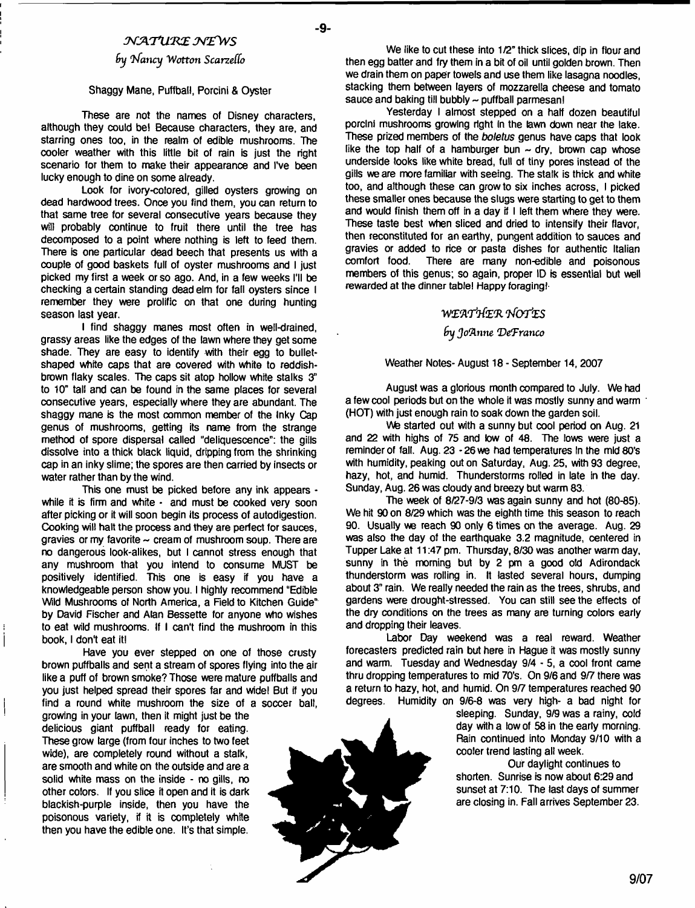## NATURE NEWS

*by Nancy Wotton Scarzello*

### Shaggy Mane, Puffball, Porcini & Oyster

These are not the names of Disney characters, although they could be! Because characters, they are, and starring ones too, in the realm of edible mushrooms. The cooler weather with this little bit of rain is just the right scenario for them to make their appearance and I've been lucky enough to dine on some already.

Look for ivory-colored, gilled oysters growing on dead hardwood trees. Once you find them, you can return to that same tree for several consecutive years because they will probably continue to fruit there until the tree has decomposed to a point where nothing is left to feed them. There is one particular dead beech that presents us with a couple of good baskets full of oyster mushrooms and I just picked my first a week or so ago. And, in a few weeks I'll be checking a certain standing dead elm for fall oysters since I remember they were prolific on that one during hunting season last year.

I find shaggy manes most often in well-drained, grassy areas like the edges of the lawn where they get some shade. They are easy to identify with their egg to bullet-shaped white caps that are covered with white to reddish-brown flaky scales. The caps sit atop hollow white stalks 3" to 10" tall and can be found in the same places for several consecutive years, especially where they are abundant. The shaggy mane is the most common member of the Inky Cap genus of mushrooms, getting its name from the strange method of spore dispersal called "deliquescence": the gills dissolve into a thick black liquid, dripping from the shrinking cap in an inky slime; the spores are then carried by insects or water rather than by the wind.

This one must be picked before any ink appears - while it is firm and white - and must be cooked very soon after picking or it will soon begin its process of autodigestion. Cooking will halt the process and they are perfect for sauces, gravies or my favorite ~ cream of mushroom soup. There are no dangerous look-alikes, but I cannot stress enough that any mushroom that you intend to consume MUST be positively identified. This one is easy if you have a knowledgeable person show you. I highly recommend "Edible Wild Mushrooms of North America, a Field to Kitchen Guide" by David Fischer and Alan Bessette for anyone who wishes to eat wild mushrooms. If I can't find the mushroom in this book, I don't eat it!

Have you ever stepped on one of those crusty brown puffballs and sent a stream of spores flying into the air like a puff of brown smoke? Those were mature puffballs and you just helped spread their spores far and wide! But if you find a round white mushroom the size of a soccer ball, growing in your lawn, then it might just be the delicious giant puffball ready for eating. These grow large (from four inches to two feet wide), are completely round without a stalk, are smooth and white on the outside and are a solid white mass on the inside - no gills, no other colors. If you slice it open and it is dark blackish-purple inside, then you have the poisonous variety, if it is completely white then you have the edible one. It's that simple.

We like to cut these into 1/2" thick slices, dip in flour and then egg batter and fry them in a bit of oil until golden brown. Then we drain them on paper towels and use them like lasagna noodles, stacking them between layers of mozzarella cheese and tomato sauce and baking till bubbly ~ puffball parmesan!

Yesterday I almost stepped on a half dozen beautiful porcini mushrooms growing right in the lawn down near the lake. These prized members of the *boletus* genus have caps that look like the top half of a hamburger bun ~ dry, brown cap whose underside looks like white bread, full of tiny pores instead of the gills we are more familiar with seeing. The stalk is thick and white too, and although these can grow to six inches across, I picked these smaller ones because the slugs were starting to get to them and would finish them off in a day if I left them where they were. These taste best when sliced and dried to intensify their flavor, then reconstituted for an earthy, pungent addition to sauces and gravies or added to rice or pasta dishes for authentic Italian comfort food. There are many non-edible and poisonous members of this genus; so again, proper ID is essential but well rewarded at the dinner table! Happy foraging!

## WEATHER NOTES

*by JoAnne DeFranco*

Weather Notes- August 18 - September 14, 2007

August was a glorious month compared to July. We had a few cool periods but on the whole it was mostly sunny and warm (HOT) with just enough rain to soak down the garden soil.

We started out with a sunny but cool period on Aug. 21 and 22 with highs of 75 and low of 48. The lows were just a reminder of fall. Aug. 23 - 26 we had temperatures in the mid 80's with humidity, peaking out on Saturday, Aug. 25, with 93 degree, hazy, hot, and humid. Thunderstorms rolled in late in the day. Sunday, Aug. 26 was cloudy and breezy but warm 83.

The week of 8/27-9/3 was again sunny and hot (80-85). We hit 90 on 8/29 which was the eighth time this season to reach 90. Usually we reach 90 only 6 times on the average. Aug. 29 was also the day of the earthquake 3.2 magnitude, centered in Tupper Lake at 11:47 pm. Thursday, 8/30 was another warm day, sunny in the morning but by 2 pm a good old Adirondack thunderstorm was rolling in. It lasted several hours, dumping about 3" rain. We really needed the rain as the trees, shrubs, and gardens were drought-stressed. You can still see the effects of the dry conditions on the trees as many are turning colors early and dropping their leaves.

Labor Day weekend was a real reward. Weather forecasters predicted rain but here in Hague it was mostly sunny and warm. Tuesday and Wednesday 9/4 - 5, a cool front came thru dropping temperatures to mid 70's. On 9/6 and 9/7 there was a return to hazy, hot, and humid. On 9/7 temperatures reached 90 degrees. Humidity on 9/6-8 was very high- a bad night for sleeping. Sunday, 9/9 was a rainy, cold day with a low of 58 in the early morning. Rain continued into Monday 9/10 with a cooler trend lasting all week.

Our daylight continues to shorten. Sunrise is now about 6:29 and sunset at 7:10. The last days of summer are closing in. Fall arrives September 23.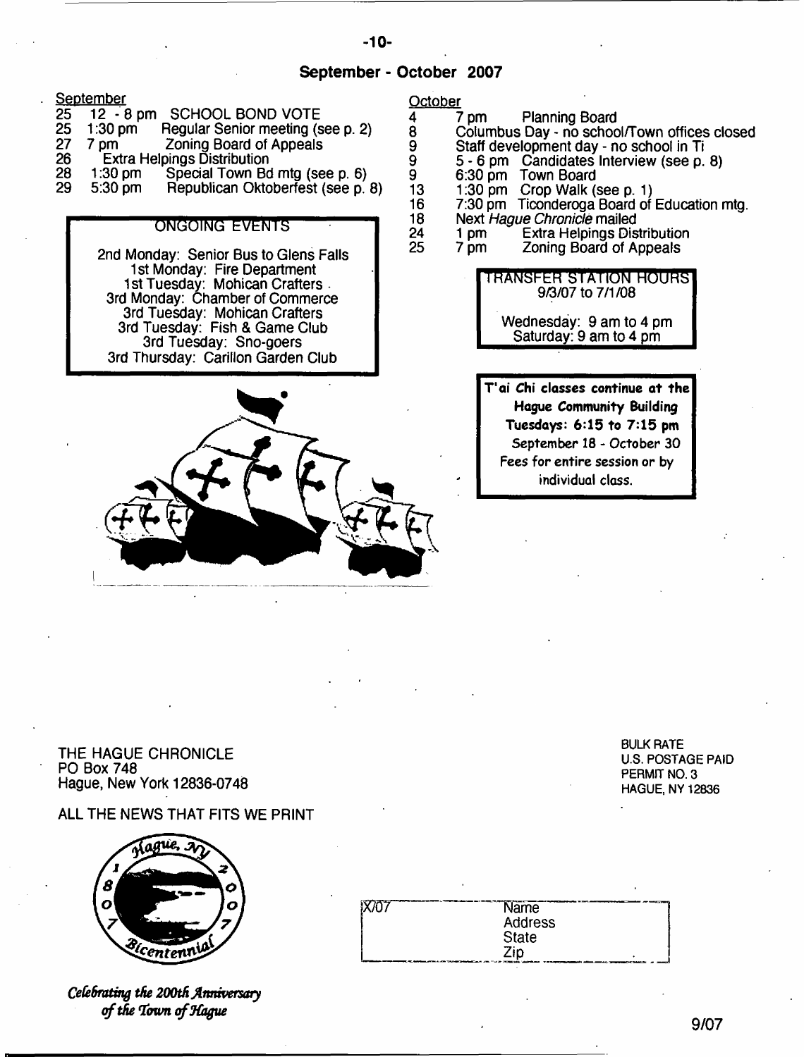## September - October 2007

**September**

| | | |
|---|---|---|
| 25 | 12 - 8 pm | SCHOOL BOND VOTE |
| 25 | 1:30 pm | Regular Senior meeting (see p. 2) |
| 27 | 7 pm | Zoning Board of Appeals |
| 26 | | Extra Helpings Distribution |
| 28 | 1:30 pm | Special Town Bd mtg (see p. 6) |
| 29 | 5:30 pm | Republican Oktoberfest (see p. 8) |

**ONGOING EVENTS**

2nd Monday: Senior Bus to Glens Falls
1st Monday: Fire Department
1st Tuesday: Mohican Crafters
3rd Monday: Chamber of Commerce
3rd Tuesday: Mohican Crafters
3rd Tuesday: Fish & Game Club
3rd Tuesday: Sno-goers
3rd Thursday: Carillon Garden Club

**October**

| | | |
|---|---|---|
| 4 | 7 pm | Planning Board |
| 8 | | Columbus Day - no school/Town offices closed |
| 9 | | Staff development day - no school in Ti |
| 9 | 5 - 6 pm | Candidates Interview (see p. 8) |
| 9 | 6:30 pm | Town Board |
| 13 | 1:30 pm | Crop Walk (see p. 1) |
| 16 | 7:30 pm | Ticonderoga Board of Education mtg. |
| 18 | | Next *Hague Chronicle* mailed |
| 24 | 1 pm | Extra Helpings Distribution |
| 25 | 7 pm | Zoning Board of Appeals |

**TRANSFER STATION HOURS**
9/3/07 to 7/1/08

Wednesday: 9 am to 4 pm
Saturday: 9 am to 4 pm

**T'ai Chi classes continue at the Hague Community Building**
**Tuesdays: 6:15 to 7:15 pm**
September 18 - October 30
Fees for entire session or by individual class.

THE HAGUE CHRONICLE
PO Box 748
Hague, New York 12836-0748

ALL THE NEWS THAT FITS WE PRINT

BULK RATE
U.S. POSTAGE PAID
PERMIT NO. 3
HAGUE, NY 12836

Hague, NY 1807 2007 Bicentennial

*Celebrating the 200th Anniversary of the Town of Hague*

X/07 Name
Address
State
Zip

9/07